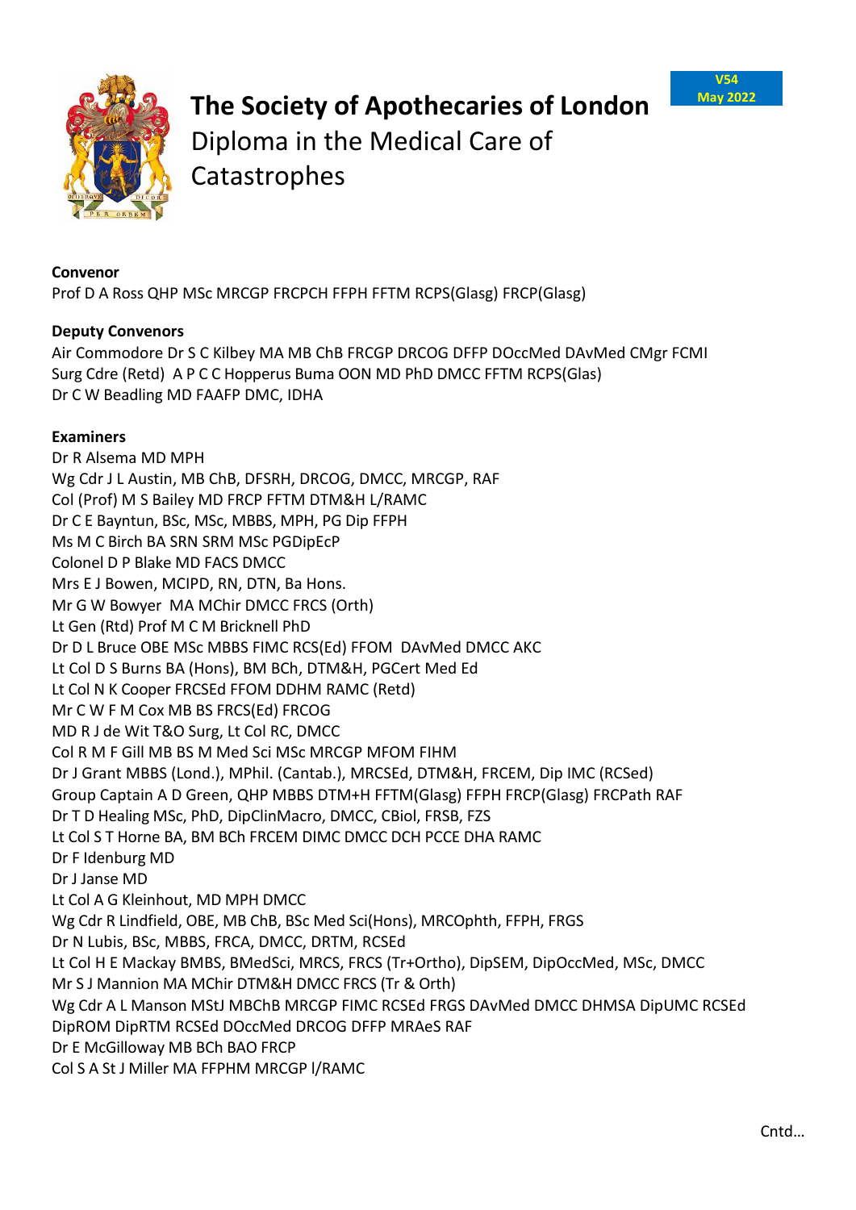V54
May 2022

# The Society of Apothecaries of London

## Diploma in the Medical Care of Catastrophes

**Convenor**

Prof D A Ross QHP MSc MRCGP FRCPCH FFPH FFTM RCPS(Glasg) FRCP(Glasg)

**Deputy Convenors**

Air Commodore Dr S C Kilbey MA MB ChB FRCGP DRCOG DFFP DOccMed DAvMed CMgr FCMI
Surg Cdre (Retd) A P C C Hopperus Buma OON MD PhD DMCC FFTM RCPS(Glas)
Dr C W Beadling MD FAAFP DMC, IDHA

**Examiners**

Dr R Alsema MD MPH
Wg Cdr J L Austin, MB ChB, DFSRH, DRCOG, DMCC, MRCGP, RAF
Col (Prof) M S Bailey MD FRCP FFTM DTM&H L/RAMC
Dr C E Bayntun, BSc, MSc, MBBS, MPH, PG Dip FFPH
Ms M C Birch BA SRN SRM MSc PGDipEcP
Colonel D P Blake MD FACS DMCC
Mrs E J Bowen, MCIPD, RN, DTN, Ba Hons.
Mr G W Bowyer MA MChir DMCC FRCS (Orth)
Lt Gen (Rtd) Prof M C M Bricknell PhD
Dr D L Bruce OBE MSc MBBS FIMC RCS(Ed) FFOM DAvMed DMCC AKC
Lt Col D S Burns BA (Hons), BM BCh, DTM&H, PGCert Med Ed
Lt Col N K Cooper FRCSEd FFOM DDHM RAMC (Retd)
Mr C W F M Cox MB BS FRCS(Ed) FRCOG
MD R J de Wit T&O Surg, Lt Col RC, DMCC
Col R M F Gill MB BS M Med Sci MSc MRCGP MFOM FIHM
Dr J Grant MBBS (Lond.), MPhil. (Cantab.), MRCSEd, DTM&H, FRCEM, Dip IMC (RCSed)
Group Captain A D Green, QHP MBBS DTM+H FFTM(Glasg) FFPH FRCP(Glasg) FRCPath RAF
Dr T D Healing MSc, PhD, DipClinMacro, DMCC, CBiol, FRSB, FZS
Lt Col S T Horne BA, BM BCh FRCEM DIMC DMCC DCH PCCE DHA RAMC
Dr F Idenburg MD
Dr J Janse MD
Lt Col A G Kleinhout, MD MPH DMCC
Wg Cdr R Lindfield, OBE, MB ChB, BSc Med Sci(Hons), MRCOphth, FFPH, FRGS
Dr N Lubis, BSc, MBBS, FRCA, DMCC, DRTM, RCSEd
Lt Col H E Mackay BMBS, BMedSci, MRCS, FRCS (Tr+Ortho), DipSEM, DipOccMed, MSc, DMCC
Mr S J Mannion MA MChir DTM&H DMCC FRCS (Tr & Orth)
Wg Cdr A L Manson MStJ MBChB MRCGP FIMC RCSEd FRGS DAvMed DMCC DHMSA DipUMC RCSEd DipROM DipRTM RCSEd DOccMed DRCOG DFFP MRAeS RAF
Dr E McGilloway MB BCh BAO FRCP
Col S A St J Miller MA FFPHM MRCGP l/RAMC

Cntd…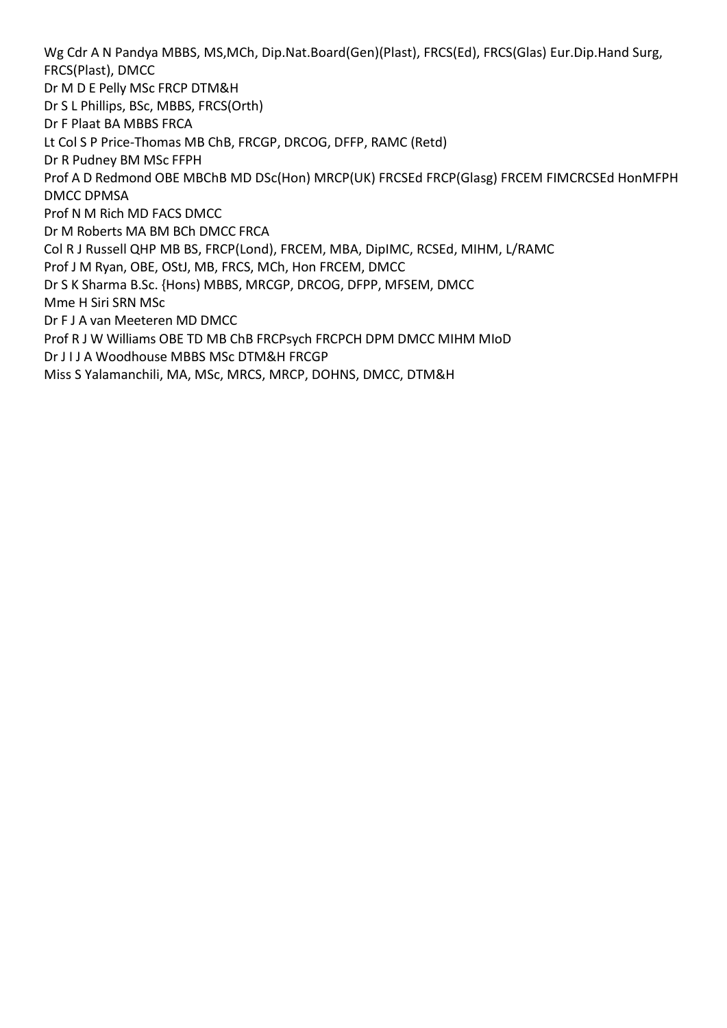Wg Cdr A N Pandya MBBS, MS,MCh, Dip.Nat.Board(Gen)(Plast), FRCS(Ed), FRCS(Glas) Eur.Dip.Hand Surg, FRCS(Plast), DMCC

Dr M D E Pelly MSc FRCP DTM&H

Dr S L Phillips, BSc, MBBS, FRCS(Orth)

Dr F Plaat BA MBBS FRCA

Lt Col S P Price-Thomas MB ChB, FRCGP, DRCOG, DFFP, RAMC (Retd)

Dr R Pudney BM MSc FFPH

Prof A D Redmond OBE MBChB MD DSc(Hon) MRCP(UK) FRCSEd FRCP(Glasg) FRCEM FIMCRCSEd HonMFPH DMCC DPMSA

Prof N M Rich MD FACS DMCC

Dr M Roberts MA BM BCh DMCC FRCA

Col R J Russell QHP MB BS, FRCP(Lond), FRCEM, MBA, DipIMC, RCSEd, MIHM, L/RAMC

Prof J M Ryan, OBE, OStJ, MB, FRCS, MCh, Hon FRCEM, DMCC

Dr S K Sharma B.Sc. {Hons) MBBS, MRCGP, DRCOG, DFPP, MFSEM, DMCC

Mme H Siri SRN MSc

Dr F J A van Meeteren MD DMCC

Prof R J W Williams OBE TD MB ChB FRCPsych FRCPCH DPM DMCC MIHM MIoD

Dr J I J A Woodhouse MBBS MSc DTM&H FRCGP

Miss S Yalamanchili, MA, MSc, MRCS, MRCP, DOHNS, DMCC, DTM&H